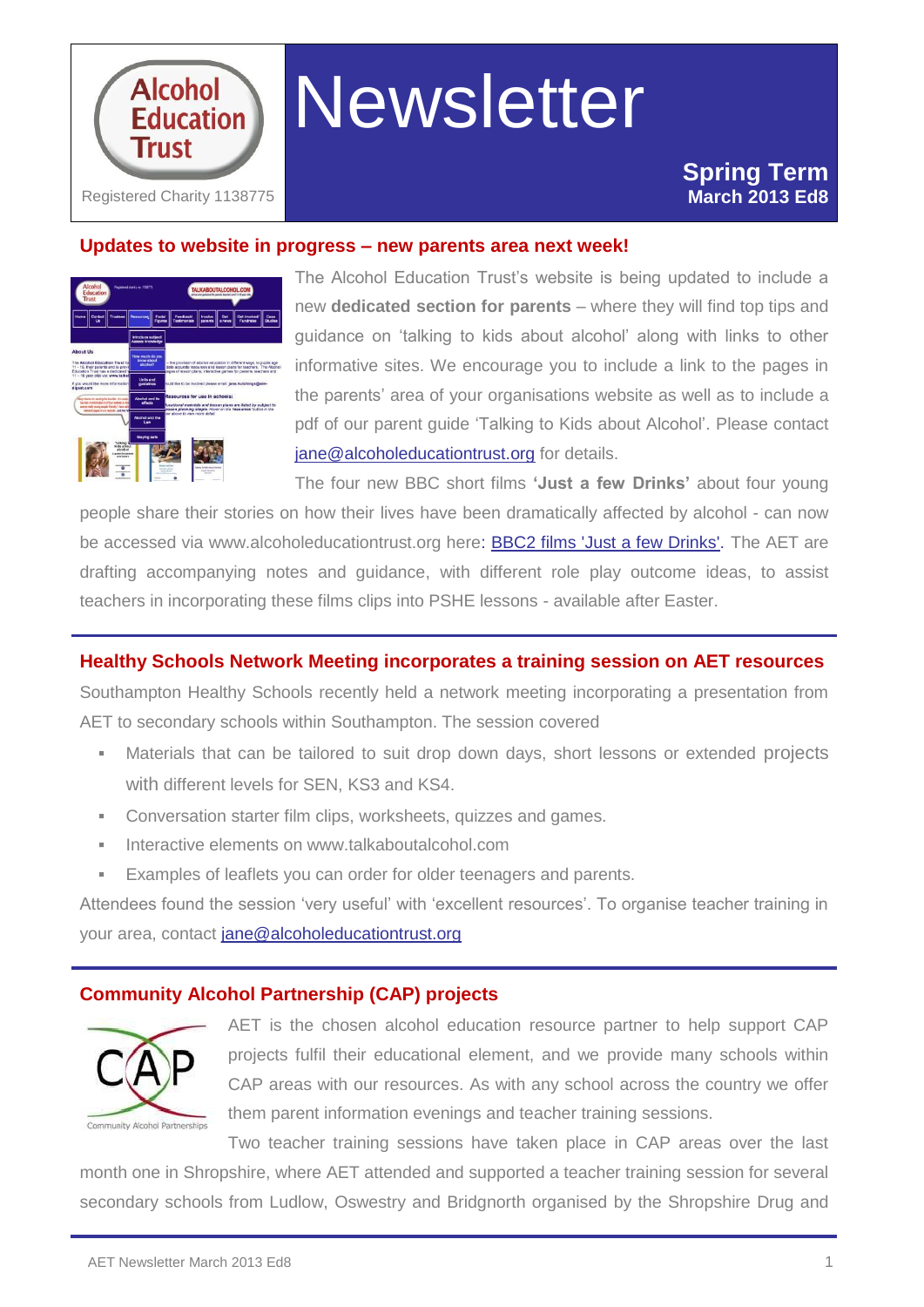Alcohol Education Trust

Registered Charity 1138775

# Newsletter

**Spring Term**
**March 2013 Ed8**

## Updates to website in progress – new parents area next week!

The Alcohol Education Trust's website is being updated to include a new **dedicated section for parents** – where they will find top tips and guidance on 'talking to kids about alcohol' along with links to other informative sites. We encourage you to include a link to the pages in the parents' area of your organisations website as well as to include a pdf of our parent guide 'Talking to Kids about Alcohol'. Please contact jane@alcoholeducationtrust.org for details.

The four new BBC short films **'Just a few Drinks'** about four young people share their stories on how their lives have been dramatically affected by alcohol - can now be accessed via www.alcoholeducationtrust.org here: BBC2 films 'Just a few Drinks'. The AET are drafting accompanying notes and guidance, with different role play outcome ideas, to assist teachers in incorporating these films clips into PSHE lessons - available after Easter.

## Healthy Schools Network Meeting incorporates a training session on AET resources

Southampton Healthy Schools recently held a network meeting incorporating a presentation from AET to secondary schools within Southampton. The session covered

- Materials that can be tailored to suit drop down days, short lessons or extended projects with different levels for SEN, KS3 and KS4.
- Conversation starter film clips, worksheets, quizzes and games.
- Interactive elements on www.talkaboutalcohol.com
- Examples of leaflets you can order for older teenagers and parents.

Attendees found the session 'very useful' with 'excellent resources'. To organise teacher training in your area, contact jane@alcoholeducationtrust.org

## Community Alcohol Partnership (CAP) projects

AET is the chosen alcohol education resource partner to help support CAP projects fulfil their educational element, and we provide many schools within CAP areas with our resources. As with any school across the country we offer them parent information evenings and teacher training sessions.

Two teacher training sessions have taken place in CAP areas over the last month one in Shropshire, where AET attended and supported a teacher training session for several secondary schools from Ludlow, Oswestry and Bridgnorth organised by the Shropshire Drug and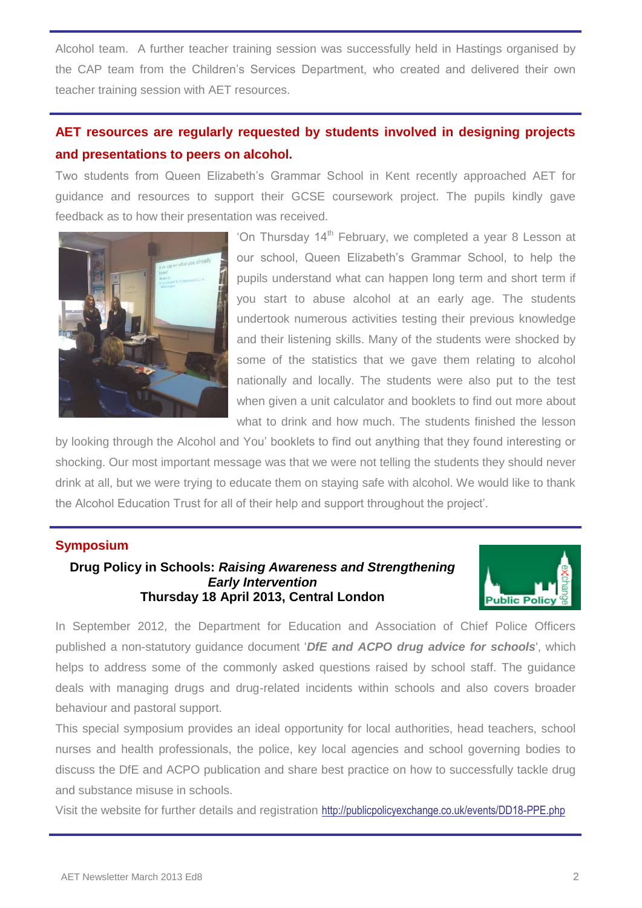Alcohol team. A further teacher training session was successfully held in Hastings organised by the CAP team from the Children's Services Department, who created and delivered their own teacher training session with AET resources.

## AET resources are regularly requested by students involved in designing projects and presentations to peers on alcohol.

Two students from Queen Elizabeth's Grammar School in Kent recently approached AET for guidance and resources to support their GCSE coursework project. The pupils kindly gave feedback as to how their presentation was received.

'On Thursday 14th February, we completed a year 8 Lesson at our school, Queen Elizabeth's Grammar School, to help the pupils understand what can happen long term and short term if you start to abuse alcohol at an early age. The students undertook numerous activities testing their previous knowledge and their listening skills. Many of the students were shocked by some of the statistics that we gave them relating to alcohol nationally and locally. The students were also put to the test when given a unit calculator and booklets to find out more about what to drink and how much. The students finished the lesson by looking through the Alcohol and You' booklets to find out anything that they found interesting or shocking. Our most important message was that we were not telling the students they should never drink at all, but we were trying to educate them on staying safe with alcohol. We would like to thank the Alcohol Education Trust for all of their help and support throughout the project'.

## Symposium

**Drug Policy in Schools: *Raising Awareness and Strengthening Early Intervention***
**Thursday 18 April 2013, Central London**

In September 2012, the Department for Education and Association of Chief Police Officers published a non-statutory guidance document '***DfE and ACPO drug advice for schools***', which helps to address some of the commonly asked questions raised by school staff. The guidance deals with managing drugs and drug-related incidents within schools and also covers broader behaviour and pastoral support.

This special symposium provides an ideal opportunity for local authorities, head teachers, school nurses and health professionals, the police, key local agencies and school governing bodies to discuss the DfE and ACPO publication and share best practice on how to successfully tackle drug and substance misuse in schools.

Visit the website for further details and registration http://publicpolicyexchange.co.uk/events/DD18-PPE.php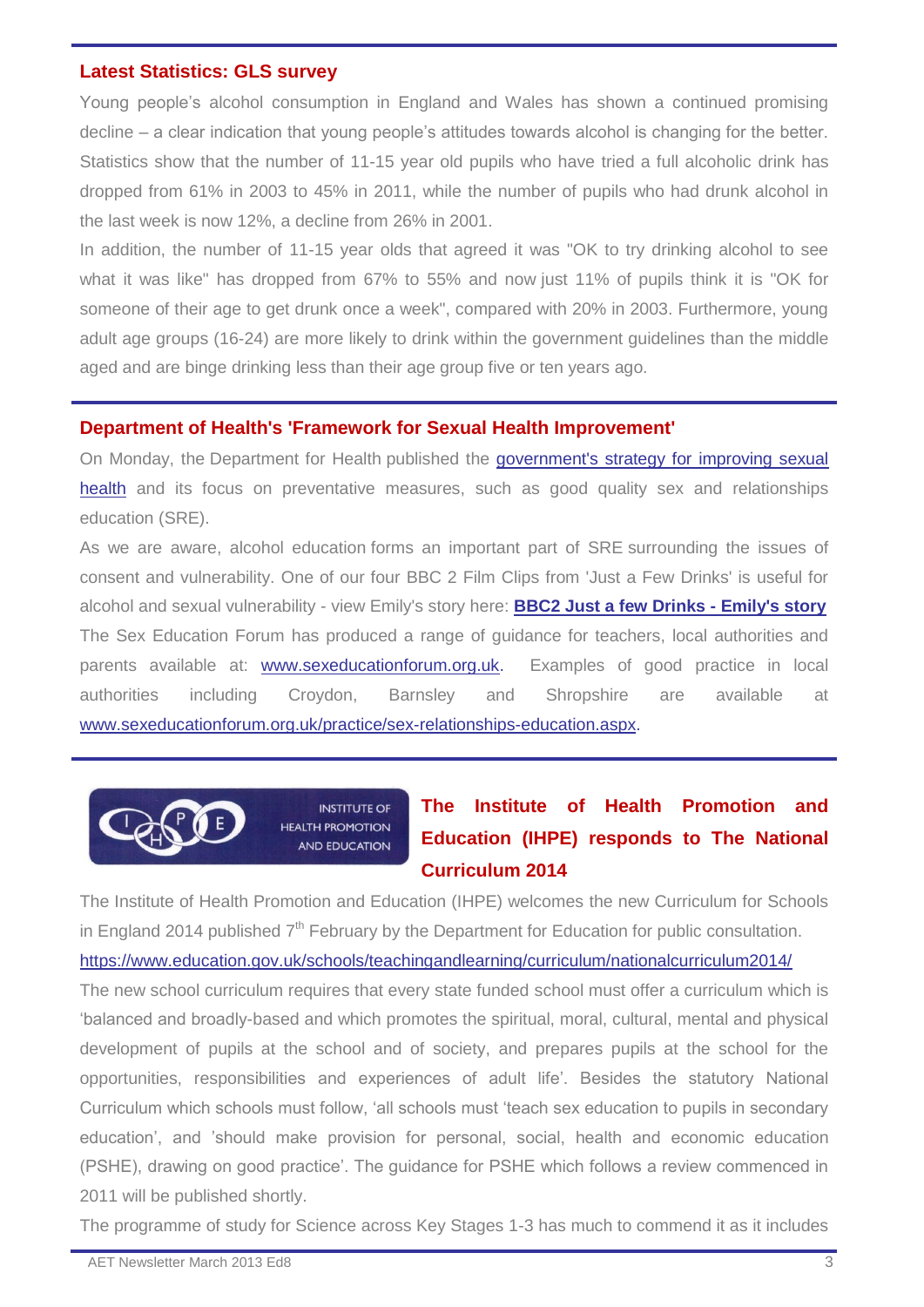## Latest Statistics: GLS survey

Young people's alcohol consumption in England and Wales has shown a continued promising decline – a clear indication that young people's attitudes towards alcohol is changing for the better. Statistics show that the number of 11-15 year old pupils who have tried a full alcoholic drink has dropped from 61% in 2003 to 45% in 2011, while the number of pupils who had drunk alcohol in the last week is now 12%, a decline from 26% in 2001.

In addition, the number of 11-15 year olds that agreed it was "OK to try drinking alcohol to see what it was like" has dropped from 67% to 55% and now just 11% of pupils think it is "OK for someone of their age to get drunk once a week", compared with 20% in 2003. Furthermore, young adult age groups (16-24) are more likely to drink within the government guidelines than the middle aged and are binge drinking less than their age group five or ten years ago.

## Department of Health's 'Framework for Sexual Health Improvement'

On Monday, the Department for Health published the government's strategy for improving sexual health and its focus on preventative measures, such as good quality sex and relationships education (SRE).

As we are aware, alcohol education forms an important part of SRE surrounding the issues of consent and vulnerability. One of our four BBC 2 Film Clips from 'Just a Few Drinks' is useful for alcohol and sexual vulnerability - view Emily's story here: **BBC2 Just a few Drinks - Emily's story**

The Sex Education Forum has produced a range of guidance for teachers, local authorities and parents available at: www.sexeducationforum.org.uk. Examples of good practice in local authorities including Croydon, Barnsley and Shropshire are available at www.sexeducationforum.org.uk/practice/sex-relationships-education.aspx.

## The Institute of Health Promotion and Education (IHPE) responds to The National Curriculum 2014

The Institute of Health Promotion and Education (IHPE) welcomes the new Curriculum for Schools in England 2014 published 7th February by the Department for Education for public consultation. https://www.education.gov.uk/schools/teachingandlearning/curriculum/nationalcurriculum2014/

The new school curriculum requires that every state funded school must offer a curriculum which is 'balanced and broadly-based and which promotes the spiritual, moral, cultural, mental and physical development of pupils at the school and of society, and prepares pupils at the school for the opportunities, responsibilities and experiences of adult life'. Besides the statutory National Curriculum which schools must follow, 'all schools must 'teach sex education to pupils in secondary education', and 'should make provision for personal, social, health and economic education (PSHE), drawing on good practice'. The guidance for PSHE which follows a review commenced in 2011 will be published shortly.

The programme of study for Science across Key Stages 1-3 has much to commend it as it includes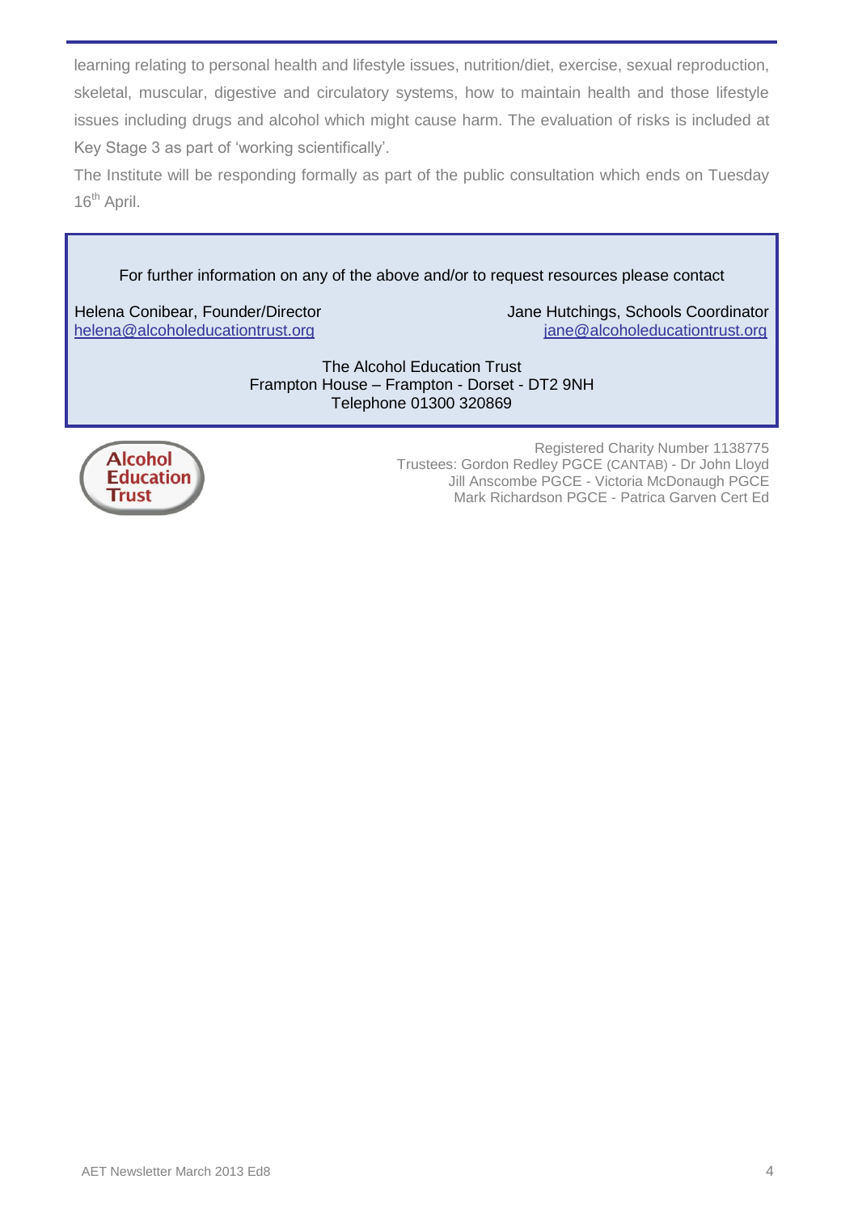learning relating to personal health and lifestyle issues, nutrition/diet, exercise, sexual reproduction, skeletal, muscular, digestive and circulatory systems, how to maintain health and those lifestyle issues including drugs and alcohol which might cause harm. The evaluation of risks is included at Key Stage 3 as part of 'working scientifically'.

The Institute will be responding formally as part of the public consultation which ends on Tuesday 16th April.

For further information on any of the above and/or to request resources please contact

Helena Conibear, Founder/Director
helena@alcoholeducationtrust.org

Jane Hutchings, Schools Coordinator
jane@alcoholeducationtrust.org

The Alcohol Education Trust
Frampton House – Frampton - Dorset - DT2 9NH
Telephone 01300 320869

Alcohol Education Trust

Registered Charity Number 1138775
Trustees: Gordon Redley PGCE (CANTAB) - Dr John Lloyd
Jill Anscombe PGCE - Victoria McDonaugh PGCE
Mark Richardson PGCE - Patrica Garven Cert Ed